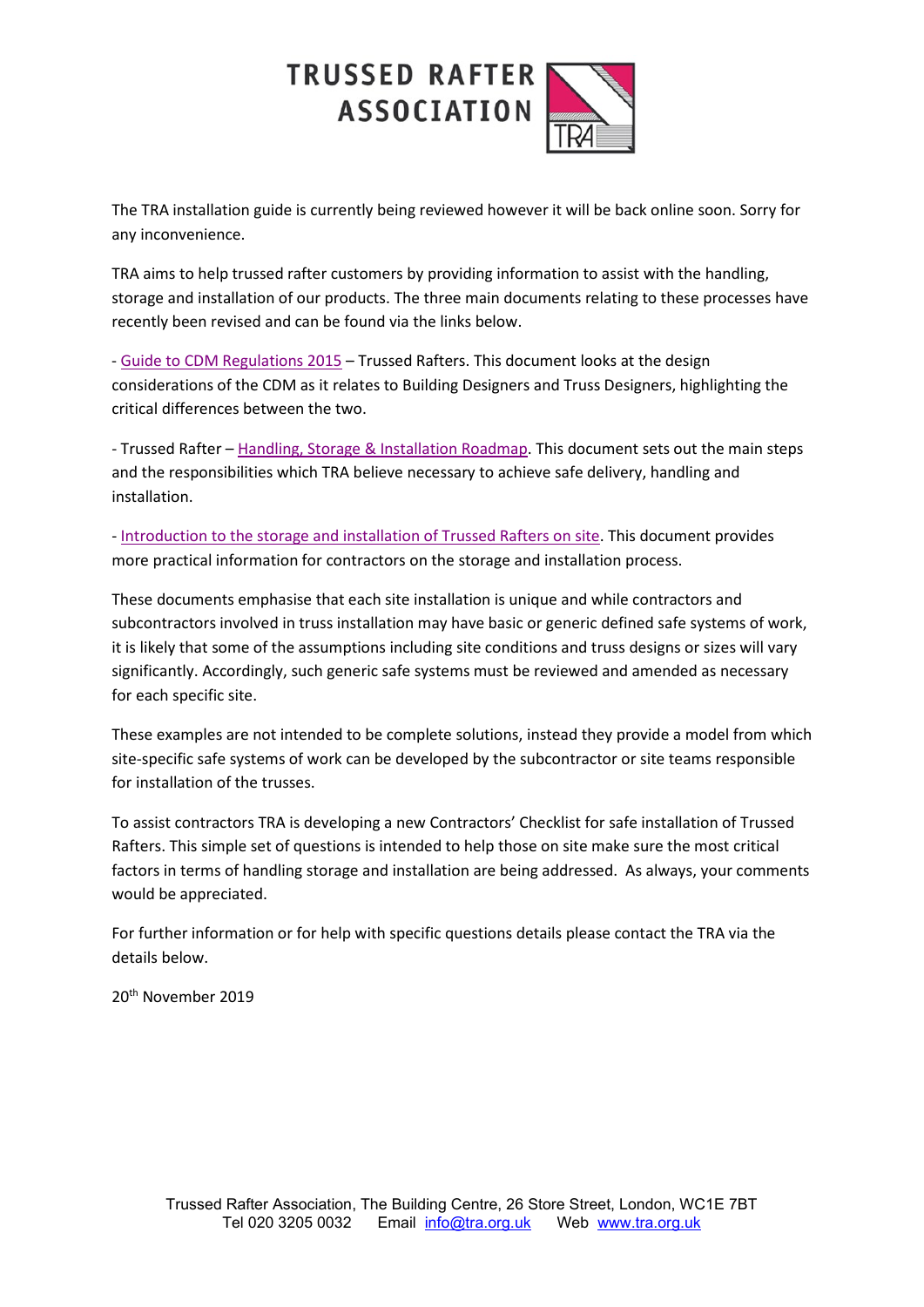# TRUSSED RAFTER ASSOCIATION

The TRA installation guide is currently being reviewed however it will be back online soon. Sorry for any inconvenience.

TRA aims to help trussed rafter customers by providing information to assist with the handling, storage and installation of our products. The three main documents relating to these processes have recently been revised and can be found via the links below.

- Guide to CDM Regulations 2015 – Trussed Rafters. This document looks at the design considerations of the CDM as it relates to Building Designers and Truss Designers, highlighting the critical differences between the two.

- Trussed Rafter – Handling, Storage & Installation Roadmap. This document sets out the main steps and the responsibilities which TRA believe necessary to achieve safe delivery, handling and installation.

- Introduction to the storage and installation of Trussed Rafters on site. This document provides more practical information for contractors on the storage and installation process.

These documents emphasise that each site installation is unique and while contractors and subcontractors involved in truss installation may have basic or generic defined safe systems of work, it is likely that some of the assumptions including site conditions and truss designs or sizes will vary significantly. Accordingly, such generic safe systems must be reviewed and amended as necessary for each specific site.

These examples are not intended to be complete solutions, instead they provide a model from which site-specific safe systems of work can be developed by the subcontractor or site teams responsible for installation of the trusses.

To assist contractors TRA is developing a new Contractors' Checklist for safe installation of Trussed Rafters. This simple set of questions is intended to help those on site make sure the most critical factors in terms of handling storage and installation are being addressed. As always, your comments would be appreciated.

For further information or for help with specific questions details please contact the TRA via the details below.

20th November 2019

Trussed Rafter Association, The Building Centre, 26 Store Street, London, WC1E 7BT
Tel 020 3205 0032 Email info@tra.org.uk Web www.tra.org.uk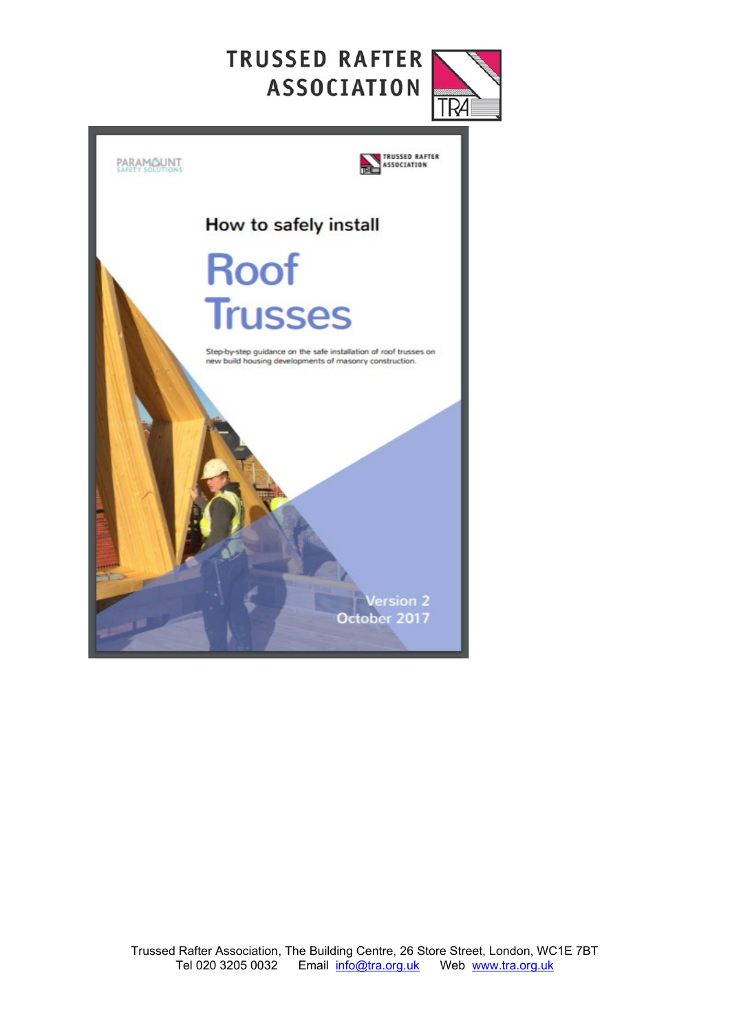# TRUSSED RAFTER ASSOCIATION

PARAMOUNT SAFETY SOLUTIONS

TRUSSED RAFTER ASSOCIATION

How to safely install

# Roof Trusses

Step-by-step guidance on the safe installation of roof trusses on new build housing developments of masonry construction.

Version 2
October 2017

Trussed Rafter Association, The Building Centre, 26 Store Street, London, WC1E 7BT
Tel 020 3205 0032 Email info@tra.org.uk Web www.tra.org.uk